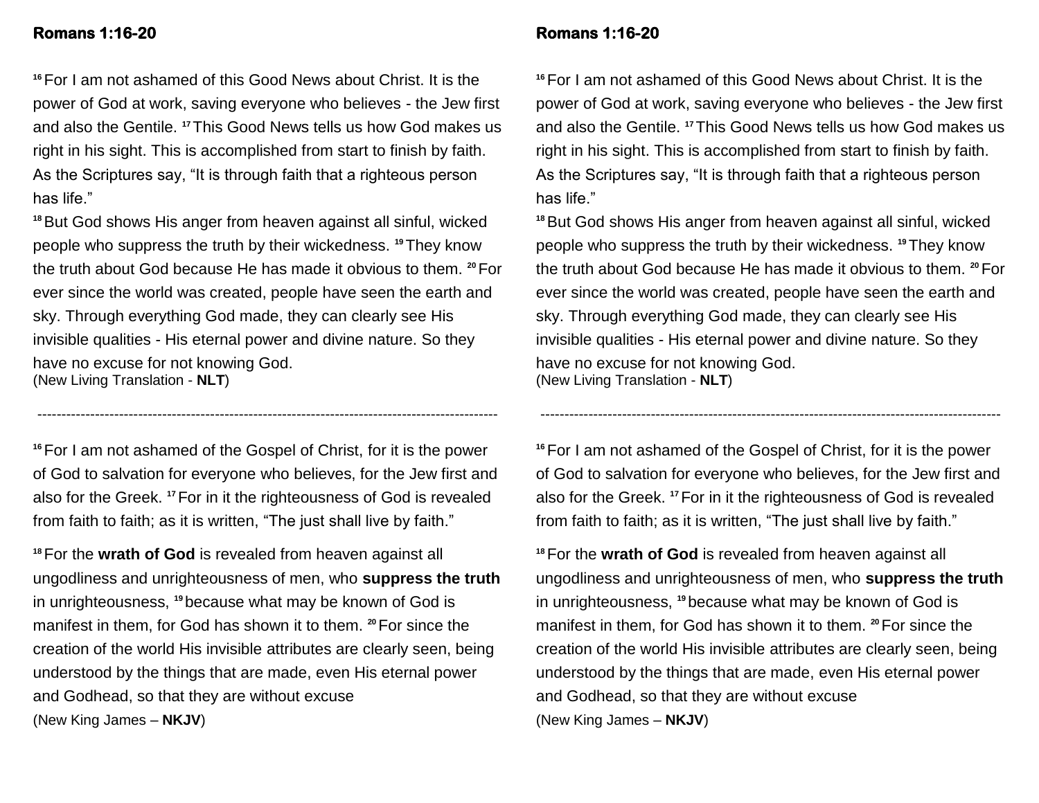**Romans 1:16-20**

[16] For I am not ashamed of this Good News about Christ. It is the power of God at work, saving everyone who believes - the Jew first and also the Gentile. [17] This Good News tells us how God makes us right in his sight. This is accomplished from start to finish by faith. As the Scriptures say, "It is through faith that a righteous person has life."
[18] But God shows His anger from heaven against all sinful, wicked people who suppress the truth by their wickedness. [19] They know the truth about God because He has made it obvious to them. [20] For ever since the world was created, people have seen the earth and sky. Through everything God made, they can clearly see His invisible qualities - His eternal power and divine nature. So they have no excuse for not knowing God.
(New Living Translation - **NLT**)

---

[16] For I am not ashamed of the Gospel of Christ, for it is the power of God to salvation for everyone who believes, for the Jew first and also for the Greek. [17] For in it the righteousness of God is revealed from faith to faith; as it is written, "The just shall live by faith."

[18] For the **wrath of God** is revealed from heaven against all ungodliness and unrighteousness of men, who **suppress the truth** in unrighteousness, [19] because what may be known of God is manifest in them, for God has shown it to them. [20] For since the creation of the world His invisible attributes are clearly seen, being understood by the things that are made, even His eternal power and Godhead, so that they are without excuse
(New King James – **NKJV**)

**Romans 1:16-20**

[16] For I am not ashamed of this Good News about Christ. It is the power of God at work, saving everyone who believes - the Jew first and also the Gentile. [17] This Good News tells us how God makes us right in his sight. This is accomplished from start to finish by faith. As the Scriptures say, "It is through faith that a righteous person has life."
[18] But God shows His anger from heaven against all sinful, wicked people who suppress the truth by their wickedness. [19] They know the truth about God because He has made it obvious to them. [20] For ever since the world was created, people have seen the earth and sky. Through everything God made, they can clearly see His invisible qualities - His eternal power and divine nature. So they have no excuse for not knowing God.
(New Living Translation - **NLT**)

---

[16] For I am not ashamed of the Gospel of Christ, for it is the power of God to salvation for everyone who believes, for the Jew first and also for the Greek. [17] For in it the righteousness of God is revealed from faith to faith; as it is written, "The just shall live by faith."

[18] For the **wrath of God** is revealed from heaven against all ungodliness and unrighteousness of men, who **suppress the truth** in unrighteousness, [19] because what may be known of God is manifest in them, for God has shown it to them. [20] For since the creation of the world His invisible attributes are clearly seen, being understood by the things that are made, even His eternal power and Godhead, so that they are without excuse
(New King James – **NKJV**)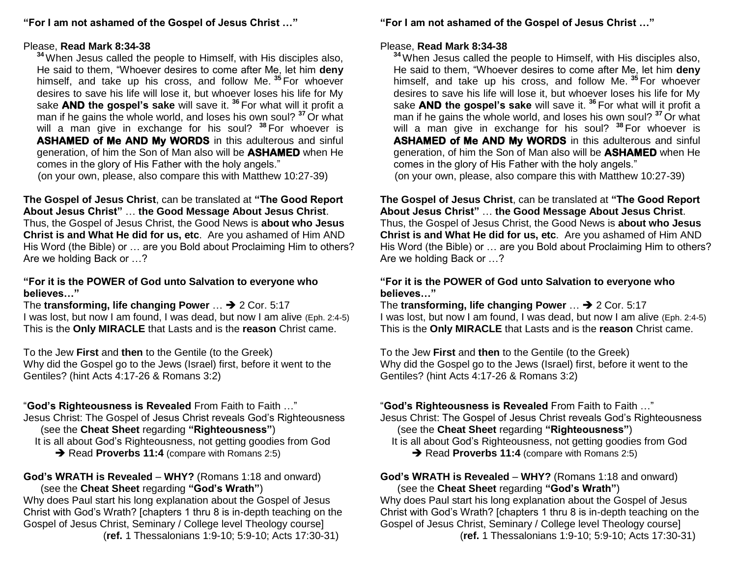**"For I am not ashamed of the Gospel of Jesus Christ …"**

Please, **Read Mark 8:34-38**

> [34] When Jesus called the people to Himself, with His disciples also, He said to them, "Whoever desires to come after Me, let him **deny** himself, and take up his cross, and follow Me. [35] For whoever desires to save his life will lose it, but whoever loses his life for My sake **AND the gospel's sake** will save it. [36] For what will it profit a man if he gains the whole world, and loses his own soul? [37] Or what will a man give in exchange for his soul? [38] For whoever is **ASHAMED of Me AND My WORDS** in this adulterous and sinful generation, of him the Son of Man also will be **ASHAMED** when He comes in the glory of His Father with the holy angels."
>
> (on your own, please, also compare this with Matthew 10:27-39)

**The Gospel of Jesus Christ**, can be translated at **"The Good Report About Jesus Christ"** … **the Good Message About Jesus Christ**. Thus, the Gospel of Jesus Christ, the Good News is **about who Jesus Christ is and What He did for us, etc**. Are you ashamed of Him AND His Word (the Bible) or … are you Bold about Proclaiming Him to others? Are we holding Back or …?

**"For it is the POWER of God unto Salvation to everyone who believes…"**

The **transforming, life changing Power** … ➔ 2 Cor. 5:17

I was lost, but now I am found, I was dead, but now I am alive (Eph. 2:4-5)

This is the **Only MIRACLE** that Lasts and is the **reason** Christ came.

To the Jew **First** and **then** to the Gentile (to the Greek)

Why did the Gospel go to the Jews (Israel) first, before it went to the Gentiles? (hint Acts 4:17-26 & Romans 3:2)

"**God's Righteousness is Revealed** From Faith to Faith …"

Jesus Christ: The Gospel of Jesus Christ reveals God's Righteousness (see the **Cheat Sheet** regarding **"Righteousness"**)

It is all about God's Righteousness, not getting goodies from God

➔ Read **Proverbs 11:4** (compare with Romans 2:5)

**God's WRATH is Revealed** – **WHY?** (Romans 1:18 and onward) (see the **Cheat Sheet** regarding **"God's Wrath"**)

Why does Paul start his long explanation about the Gospel of Jesus Christ with God's Wrath? [chapters 1 thru 8 is in-depth teaching on the Gospel of Jesus Christ, Seminary / College level Theology course]

(**ref.** 1 Thessalonians 1:9-10; 5:9-10; Acts 17:30-31)